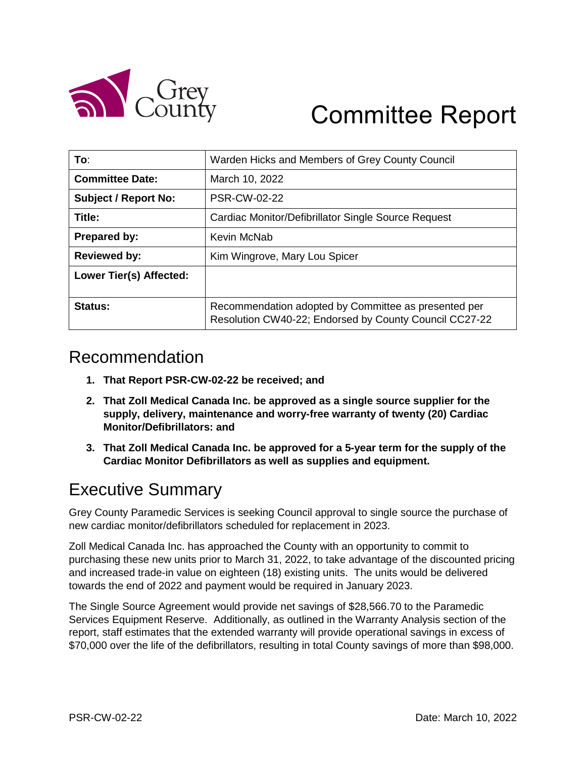Grey County

# Committee Report

| To: | Warden Hicks and Members of Grey County Council |
|---|---|
| Committee Date: | March 10, 2022 |
| Subject / Report No: | PSR-CW-02-22 |
| Title: | Cardiac Monitor/Defibrillator Single Source Request |
| Prepared by: | Kevin McNab |
| Reviewed by: | Kim Wingrove, Mary Lou Spicer |
| Lower Tier(s) Affected: | |
| Status: | Recommendation adopted by Committee as presented per Resolution CW40-22; Endorsed by County Council CC27-22 |

## Recommendation

1. **That Report PSR-CW-02-22 be received; and**
2. **That Zoll Medical Canada Inc. be approved as a single source supplier for the supply, delivery, maintenance and worry-free warranty of twenty (20) Cardiac Monitor/Defibrillators: and**
3. **That Zoll Medical Canada Inc. be approved for a 5-year term for the supply of the Cardiac Monitor Defibrillators as well as supplies and equipment.**

## Executive Summary

Grey County Paramedic Services is seeking Council approval to single source the purchase of new cardiac monitor/defibrillators scheduled for replacement in 2023.

Zoll Medical Canada Inc. has approached the County with an opportunity to commit to purchasing these new units prior to March 31, 2022, to take advantage of the discounted pricing and increased trade-in value on eighteen (18) existing units. The units would be delivered towards the end of 2022 and payment would be required in January 2023.

The Single Source Agreement would provide net savings of $28,566.70 to the Paramedic Services Equipment Reserve. Additionally, as outlined in the Warranty Analysis section of the report, staff estimates that the extended warranty will provide operational savings in excess of $70,000 over the life of the defibrillators, resulting in total County savings of more than $98,000.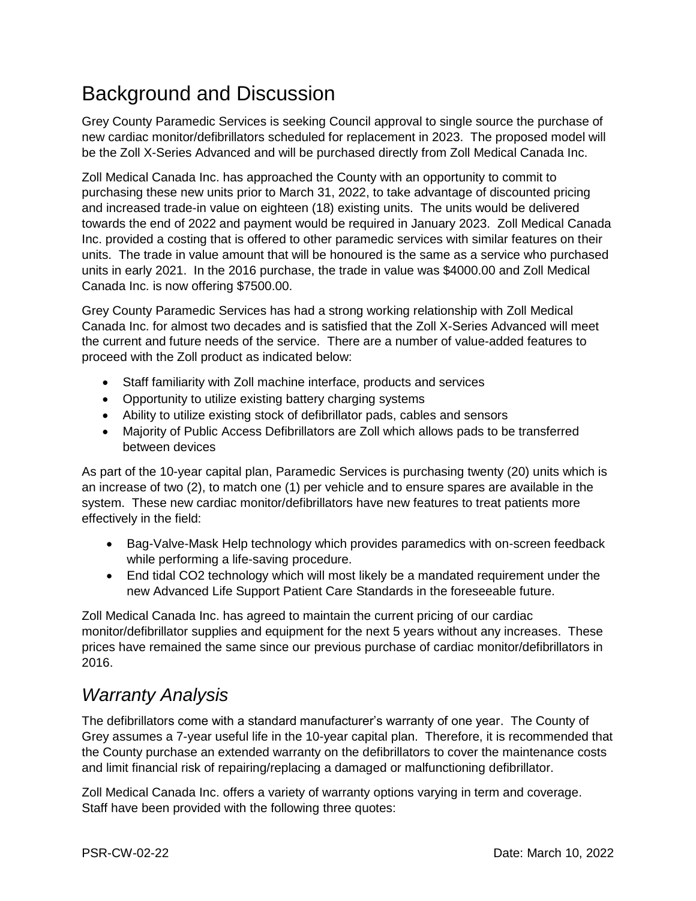# Background and Discussion

Grey County Paramedic Services is seeking Council approval to single source the purchase of new cardiac monitor/defibrillators scheduled for replacement in 2023. The proposed model will be the Zoll X-Series Advanced and will be purchased directly from Zoll Medical Canada Inc.

Zoll Medical Canada Inc. has approached the County with an opportunity to commit to purchasing these new units prior to March 31, 2022, to take advantage of discounted pricing and increased trade-in value on eighteen (18) existing units. The units would be delivered towards the end of 2022 and payment would be required in January 2023. Zoll Medical Canada Inc. provided a costing that is offered to other paramedic services with similar features on their units. The trade in value amount that will be honoured is the same as a service who purchased units in early 2021. In the 2016 purchase, the trade in value was $4000.00 and Zoll Medical Canada Inc. is now offering $7500.00.

Grey County Paramedic Services has had a strong working relationship with Zoll Medical Canada Inc. for almost two decades and is satisfied that the Zoll X-Series Advanced will meet the current and future needs of the service. There are a number of value-added features to proceed with the Zoll product as indicated below:

- Staff familiarity with Zoll machine interface, products and services
- Opportunity to utilize existing battery charging systems
- Ability to utilize existing stock of defibrillator pads, cables and sensors
- Majority of Public Access Defibrillators are Zoll which allows pads to be transferred between devices

As part of the 10-year capital plan, Paramedic Services is purchasing twenty (20) units which is an increase of two (2), to match one (1) per vehicle and to ensure spares are available in the system. These new cardiac monitor/defibrillators have new features to treat patients more effectively in the field:

- Bag-Valve-Mask Help technology which provides paramedics with on-screen feedback while performing a life-saving procedure.
- End tidal CO2 technology which will most likely be a mandated requirement under the new Advanced Life Support Patient Care Standards in the foreseeable future.

Zoll Medical Canada Inc. has agreed to maintain the current pricing of our cardiac monitor/defibrillator supplies and equipment for the next 5 years without any increases. These prices have remained the same since our previous purchase of cardiac monitor/defibrillators in 2016.

## *Warranty Analysis*

The defibrillators come with a standard manufacturer's warranty of one year. The County of Grey assumes a 7-year useful life in the 10-year capital plan. Therefore, it is recommended that the County purchase an extended warranty on the defibrillators to cover the maintenance costs and limit financial risk of repairing/replacing a damaged or malfunctioning defibrillator.

Zoll Medical Canada Inc. offers a variety of warranty options varying in term and coverage. Staff have been provided with the following three quotes: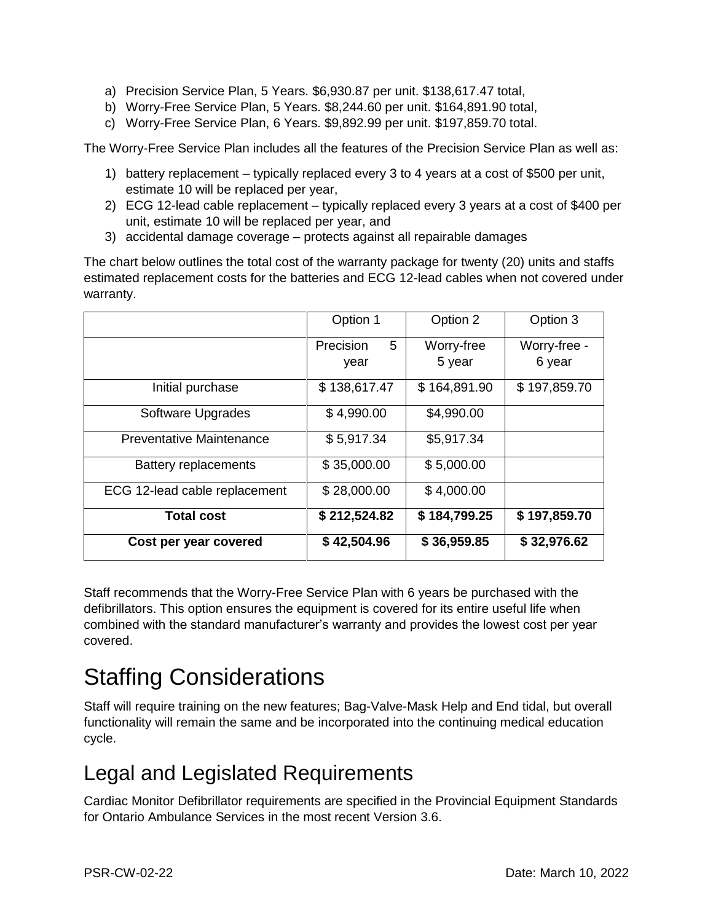a) Precision Service Plan, 5 Years. $6,930.87 per unit. $138,617.47 total,
b) Worry-Free Service Plan, 5 Years. $8,244.60 per unit. $164,891.90 total,
c) Worry-Free Service Plan, 6 Years. $9,892.99 per unit. $197,859.70 total.

The Worry-Free Service Plan includes all the features of the Precision Service Plan as well as:

1) battery replacement – typically replaced every 3 to 4 years at a cost of $500 per unit, estimate 10 will be replaced per year,
2) ECG 12-lead cable replacement – typically replaced every 3 years at a cost of $400 per unit, estimate 10 will be replaced per year, and
3) accidental damage coverage – protects against all repairable damages

The chart below outlines the total cost of the warranty package for twenty (20) units and staffs estimated replacement costs for the batteries and ECG 12-lead cables when not covered under warranty.

| | Option 1 | Option 2 | Option 3 |
|---|---|---|---|
| | Precision 5 year | Worry-free 5 year | Worry-free - 6 year |
| Initial purchase | $ 138,617.47 | $ 164,891.90 | $ 197,859.70 |
| Software Upgrades | $ 4,990.00 | $4,990.00 | |
| Preventative Maintenance | $ 5,917.34 | $5,917.34 | |
| Battery replacements | $ 35,000.00 | $ 5,000.00 | |
| ECG 12-lead cable replacement | $ 28,000.00 | $ 4,000.00 | |
| **Total cost** | **$ 212,524.82** | **$ 184,799.25** | **$ 197,859.70** |
| **Cost per year covered** | **$ 42,504.96** | **$ 36,959.85** | **$ 32,976.62** |

Staff recommends that the Worry-Free Service Plan with 6 years be purchased with the defibrillators. This option ensures the equipment is covered for its entire useful life when combined with the standard manufacturer's warranty and provides the lowest cost per year covered.

# Staffing Considerations

Staff will require training on the new features; Bag-Valve-Mask Help and End tidal, but overall functionality will remain the same and be incorporated into the continuing medical education cycle.

## Legal and Legislated Requirements

Cardiac Monitor Defibrillator requirements are specified in the Provincial Equipment Standards for Ontario Ambulance Services in the most recent Version 3.6.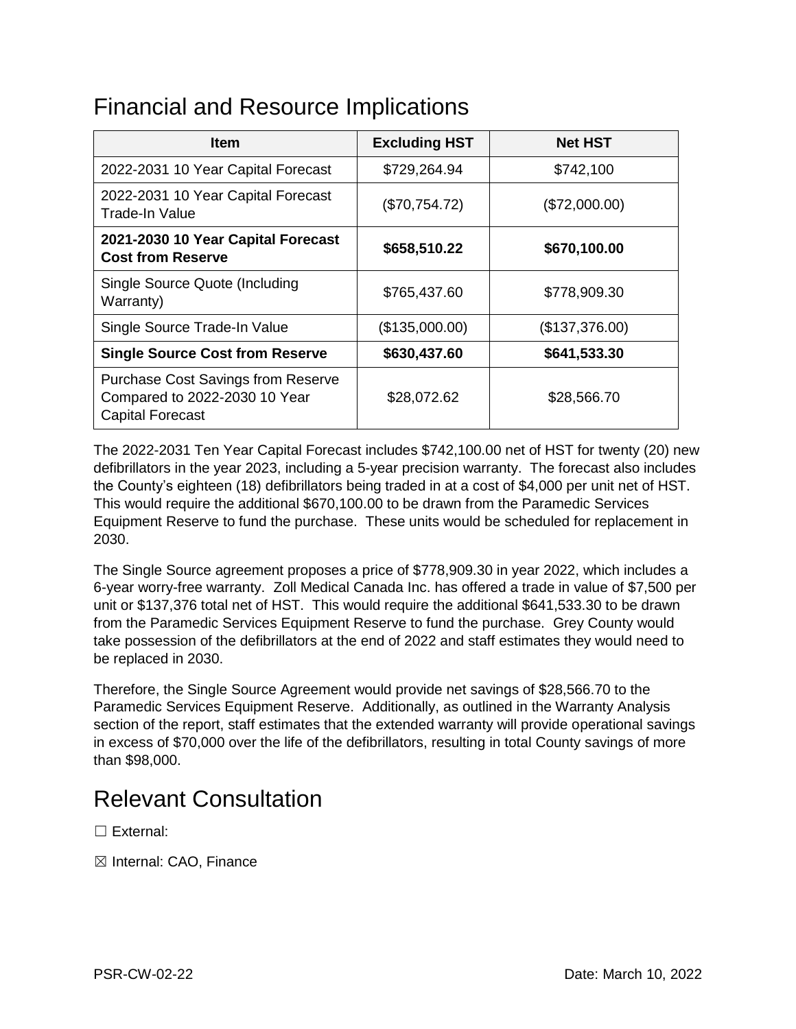# Financial and Resource Implications

| Item | Excluding HST | Net HST |
|---|---|---|
| 2022-2031 10 Year Capital Forecast | $729,264.94 | $742,100 |
| 2022-2031 10 Year Capital Forecast Trade-In Value | ($70,754.72) | ($72,000.00) |
| **2021-2030 10 Year Capital Forecast Cost from Reserve** | **$658,510.22** | **$670,100.00** |
| Single Source Quote (Including Warranty) | $765,437.60 | $778,909.30 |
| Single Source Trade-In Value | ($135,000.00) | ($137,376.00) |
| **Single Source Cost from Reserve** | **$630,437.60** | **$641,533.30** |
| Purchase Cost Savings from Reserve Compared to 2022-2030 10 Year Capital Forecast | $28,072.62 | $28,566.70 |

The 2022-2031 Ten Year Capital Forecast includes $742,100.00 net of HST for twenty (20) new defibrillators in the year 2023, including a 5-year precision warranty. The forecast also includes the County's eighteen (18) defibrillators being traded in at a cost of $4,000 per unit net of HST. This would require the additional $670,100.00 to be drawn from the Paramedic Services Equipment Reserve to fund the purchase. These units would be scheduled for replacement in 2030.

The Single Source agreement proposes a price of $778,909.30 in year 2022, which includes a 6-year worry-free warranty. Zoll Medical Canada Inc. has offered a trade in value of $7,500 per unit or $137,376 total net of HST. This would require the additional $641,533.30 to be drawn from the Paramedic Services Equipment Reserve to fund the purchase. Grey County would take possession of the defibrillators at the end of 2022 and staff estimates they would need to be replaced in 2030.

Therefore, the Single Source Agreement would provide net savings of $28,566.70 to the Paramedic Services Equipment Reserve. Additionally, as outlined in the Warranty Analysis section of the report, staff estimates that the extended warranty will provide operational savings in excess of $70,000 over the life of the defibrillators, resulting in total County savings of more than $98,000.

# Relevant Consultation

☐ External:

☒ Internal: CAO, Finance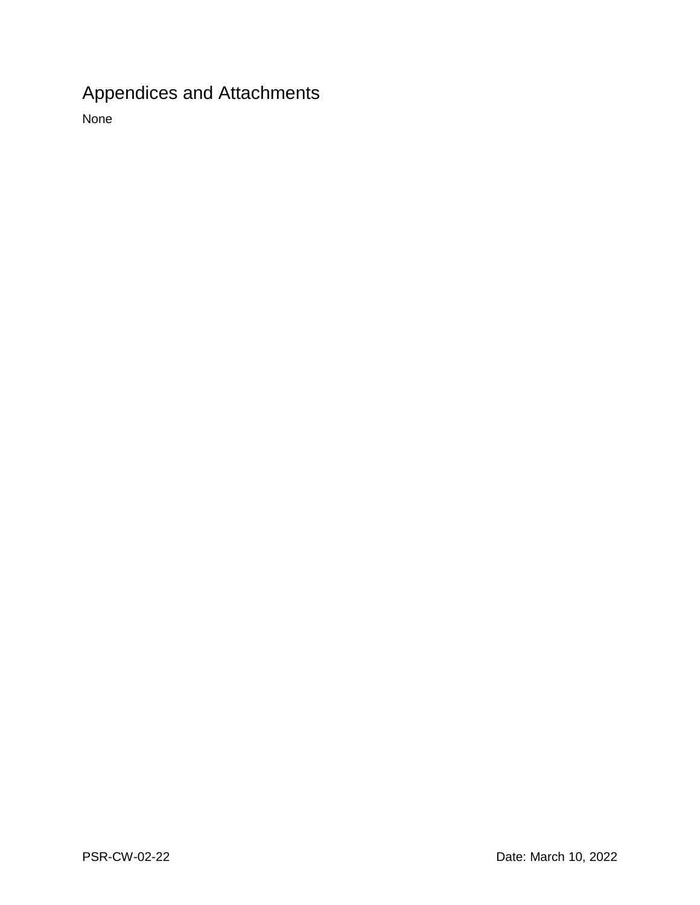## Appendices and Attachments

None